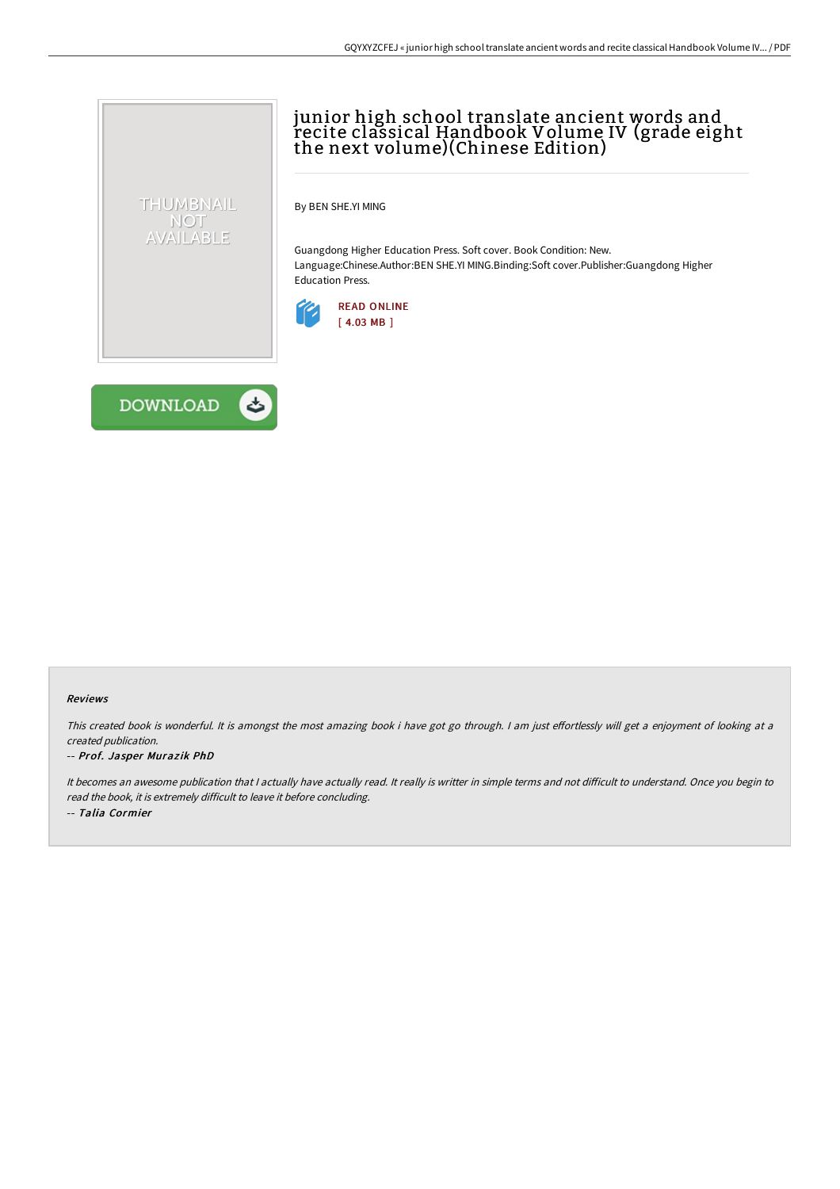# junior high school translate ancient words and recite classical Handbook Volume IV (grade eight the next volume)(Chinese Edition)

By BEN SHE.YI MING

Guangdong Higher Education Press. Soft cover. Book Condition: New. Language:Chinese.Author:BEN SHE.YI MING.Binding:Soft cover.Publisher:Guangdong Higher Education Press.

READ ONLINE
[ 4.03 MB ]

DOWNLOAD

### Reviews

*This created book is wonderful. It is amongst the most amazing book i have got go through. I am just effortlessly will get a enjoyment of looking at a created publication.*

*-- Prof. Jasper Murazik PhD*

*It becomes an awesome publication that I actually have actually read. It really is writter in simple terms and not difficult to understand. Once you begin to read the book, it is extremely difficult to leave it before concluding.*

*-- Talia Cormier*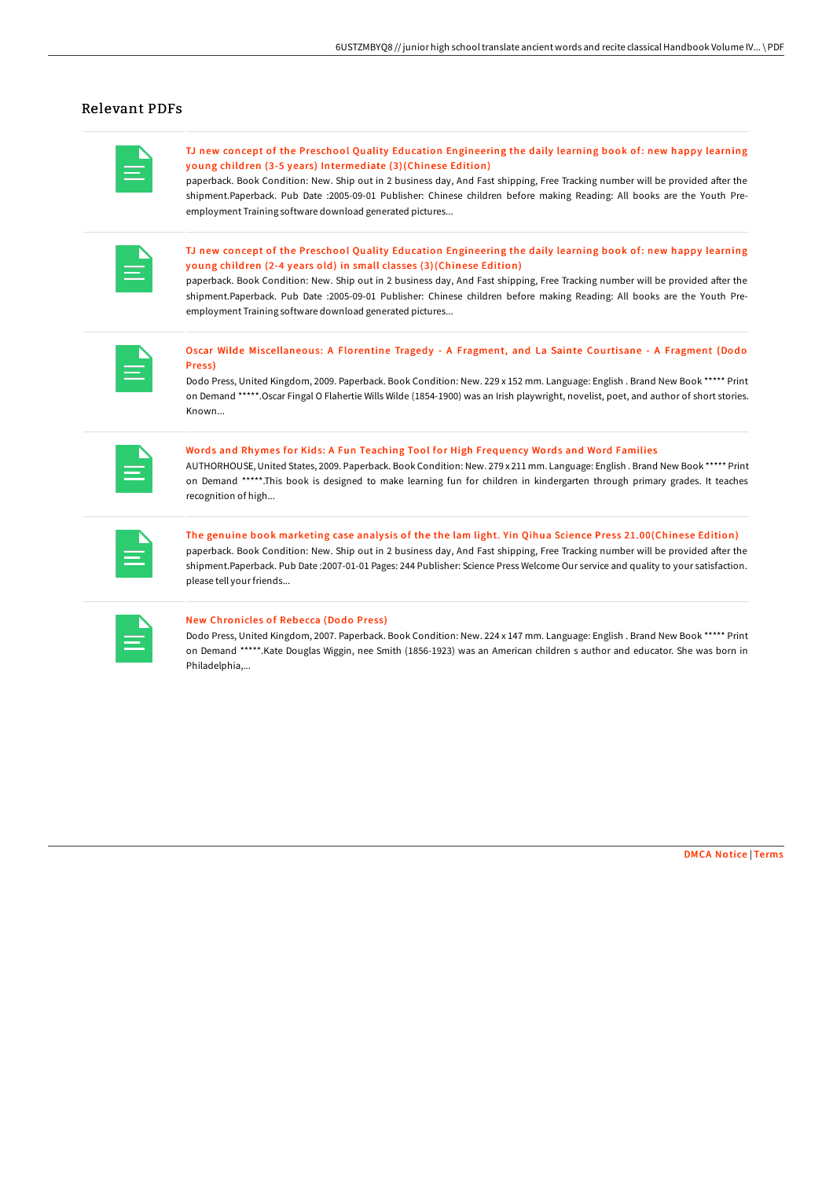## Relevant PDFs

**TJ new concept of the Preschool Quality Education Engineering the daily learning book of: new happy learning young children (3-5 years) Intermediate (3)(Chinese Edition)**

paperback. Book Condition: New. Ship out in 2 business day, And Fast shipping, Free Tracking number will be provided after the shipment.Paperback. Pub Date :2005-09-01 Publisher: Chinese children before making Reading: All books are the Youth Pre-employment Training software download generated pictures...

**TJ new concept of the Preschool Quality Education Engineering the daily learning book of: new happy learning young children (2-4 years old) in small classes (3)(Chinese Edition)**

paperback. Book Condition: New. Ship out in 2 business day, And Fast shipping, Free Tracking number will be provided after the shipment.Paperback. Pub Date :2005-09-01 Publisher: Chinese children before making Reading: All books are the Youth Pre-employment Training software download generated pictures...

**Oscar Wilde Miscellaneous: A Florentine Tragedy - A Fragment, and La Sainte Courtisane - A Fragment (Dodo Press)**

Dodo Press, United Kingdom, 2009. Paperback. Book Condition: New. 229 x 152 mm. Language: English . Brand New Book ***** Print on Demand *****.Oscar Fingal O Flahertie Wills Wilde (1854-1900) was an Irish playwright, novelist, poet, and author of short stories. Known...

**Words and Rhymes for Kids: A Fun Teaching Tool for High Frequency Words and Word Families**

AUTHORHOUSE, United States, 2009. Paperback. Book Condition: New. 279 x 211 mm. Language: English . Brand New Book ***** Print on Demand *****.This book is designed to make learning fun for children in kindergarten through primary grades. It teaches recognition of high...

**The genuine book marketing case analysis of the the lam light. Yin Qihua Science Press 21.00(Chinese Edition)**

paperback. Book Condition: New. Ship out in 2 business day, And Fast shipping, Free Tracking number will be provided after the shipment.Paperback. Pub Date :2007-01-01 Pages: 244 Publisher: Science Press Welcome Our service and quality to your satisfaction. please tell your friends...

**New Chronicles of Rebecca (Dodo Press)**

Dodo Press, United Kingdom, 2007. Paperback. Book Condition: New. 224 x 147 mm. Language: English . Brand New Book ***** Print on Demand *****.Kate Douglas Wiggin, nee Smith (1856-1923) was an American children s author and educator. She was born in Philadelphia,...

DMCA Notice | Terms